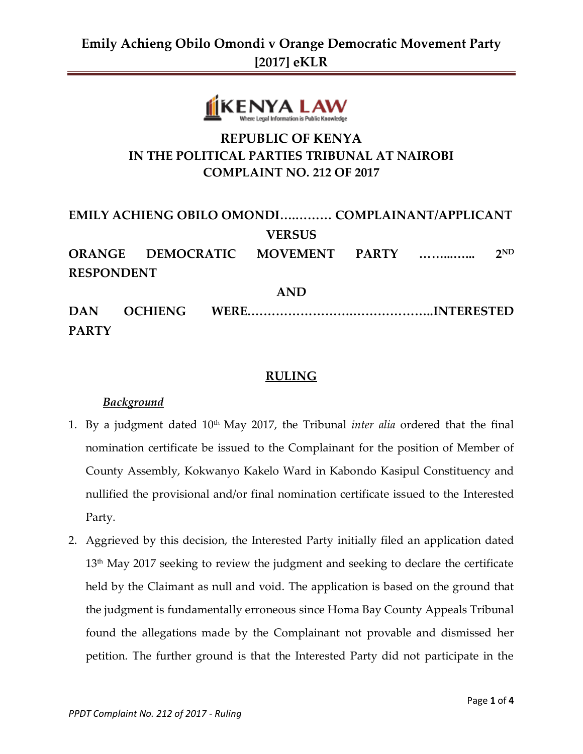**REPUBLIC OF KENYA**
**IN THE POLITICAL PARTIES TRIBUNAL AT NAIROBI**
**COMPLAINT NO. 212 OF 2017**

**EMILY ACHIENG OBILO OMONDI…………. COMPLAINANT/APPLICANT**

**VERSUS**

**ORANGE DEMOCRATIC MOVEMENT PARTY …….….….. 2ND RESPONDENT**

**AND**

**DAN OCHIENG WERE……………………….……………..INTERESTED PARTY**

## RULING

***Background***

1. By a judgment dated 10th May 2017, the Tribunal *inter alia* ordered that the final nomination certificate be issued to the Complainant for the position of Member of County Assembly, Kokwanyo Kakelo Ward in Kabondo Kasipul Constituency and nullified the provisional and/or final nomination certificate issued to the Interested Party.
2. Aggrieved by this decision, the Interested Party initially filed an application dated 13th May 2017 seeking to review the judgment and seeking to declare the certificate held by the Claimant as null and void. The application is based on the ground that the judgment is fundamentally erroneous since Homa Bay County Appeals Tribunal found the allegations made by the Complainant not provable and dismissed her petition. The further ground is that the Interested Party did not participate in the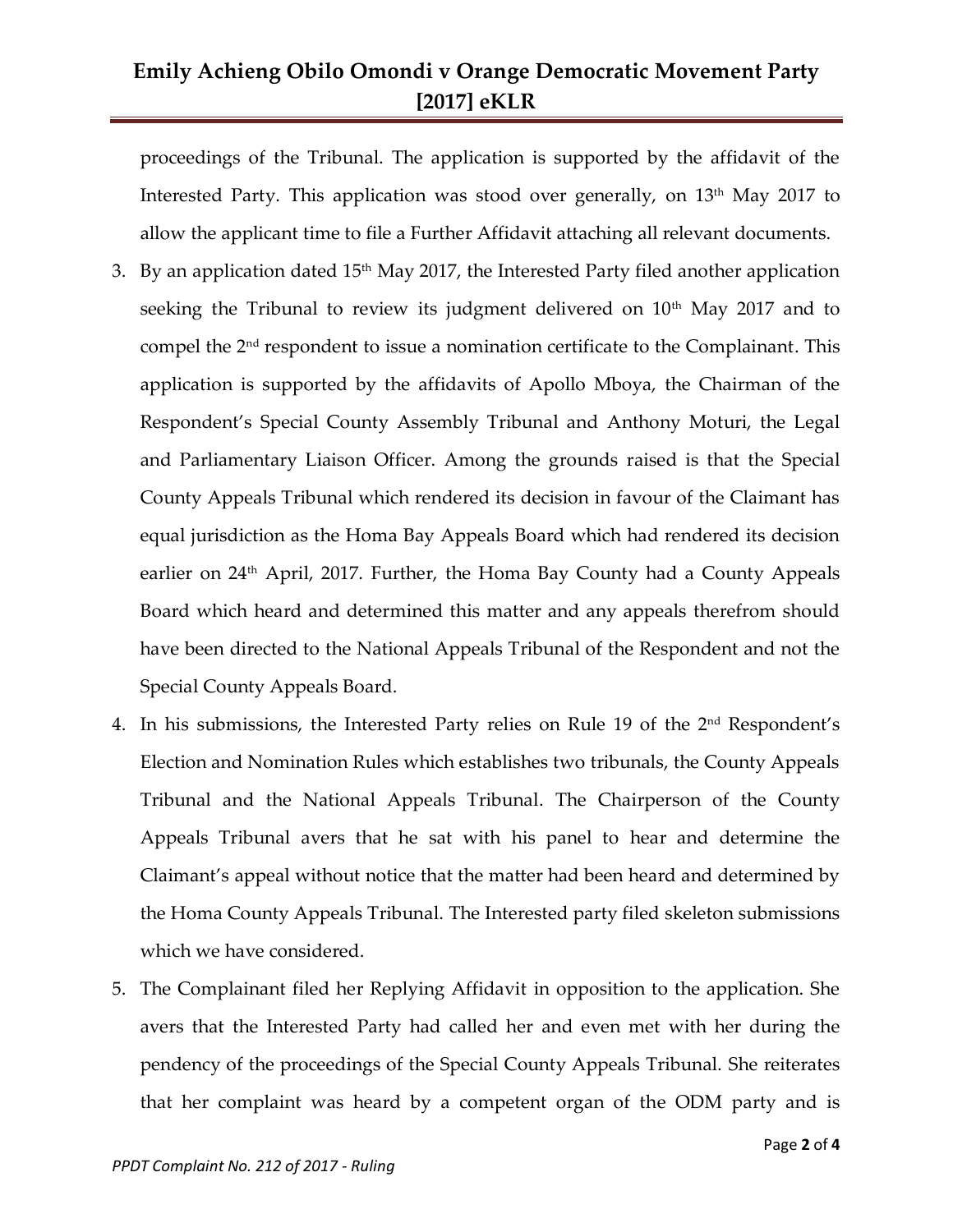proceedings of the Tribunal. The application is supported by the affidavit of the Interested Party. This application was stood over generally, on 13th May 2017 to allow the applicant time to file a Further Affidavit attaching all relevant documents.

3. By an application dated 15th May 2017, the Interested Party filed another application seeking the Tribunal to review its judgment delivered on 10th May 2017 and to compel the 2nd respondent to issue a nomination certificate to the Complainant. This application is supported by the affidavits of Apollo Mboya, the Chairman of the Respondent's Special County Assembly Tribunal and Anthony Moturi, the Legal and Parliamentary Liaison Officer. Among the grounds raised is that the Special County Appeals Tribunal which rendered its decision in favour of the Claimant has equal jurisdiction as the Homa Bay Appeals Board which had rendered its decision earlier on 24th April, 2017. Further, the Homa Bay County had a County Appeals Board which heard and determined this matter and any appeals therefrom should have been directed to the National Appeals Tribunal of the Respondent and not the Special County Appeals Board.

4. In his submissions, the Interested Party relies on Rule 19 of the 2nd Respondent's Election and Nomination Rules which establishes two tribunals, the County Appeals Tribunal and the National Appeals Tribunal. The Chairperson of the County Appeals Tribunal avers that he sat with his panel to hear and determine the Claimant's appeal without notice that the matter had been heard and determined by the Homa County Appeals Tribunal. The Interested party filed skeleton submissions which we have considered.

5. The Complainant filed her Replying Affidavit in opposition to the application. She avers that the Interested Party had called her and even met with her during the pendency of the proceedings of the Special County Appeals Tribunal. She reiterates that her complaint was heard by a competent organ of the ODM party and is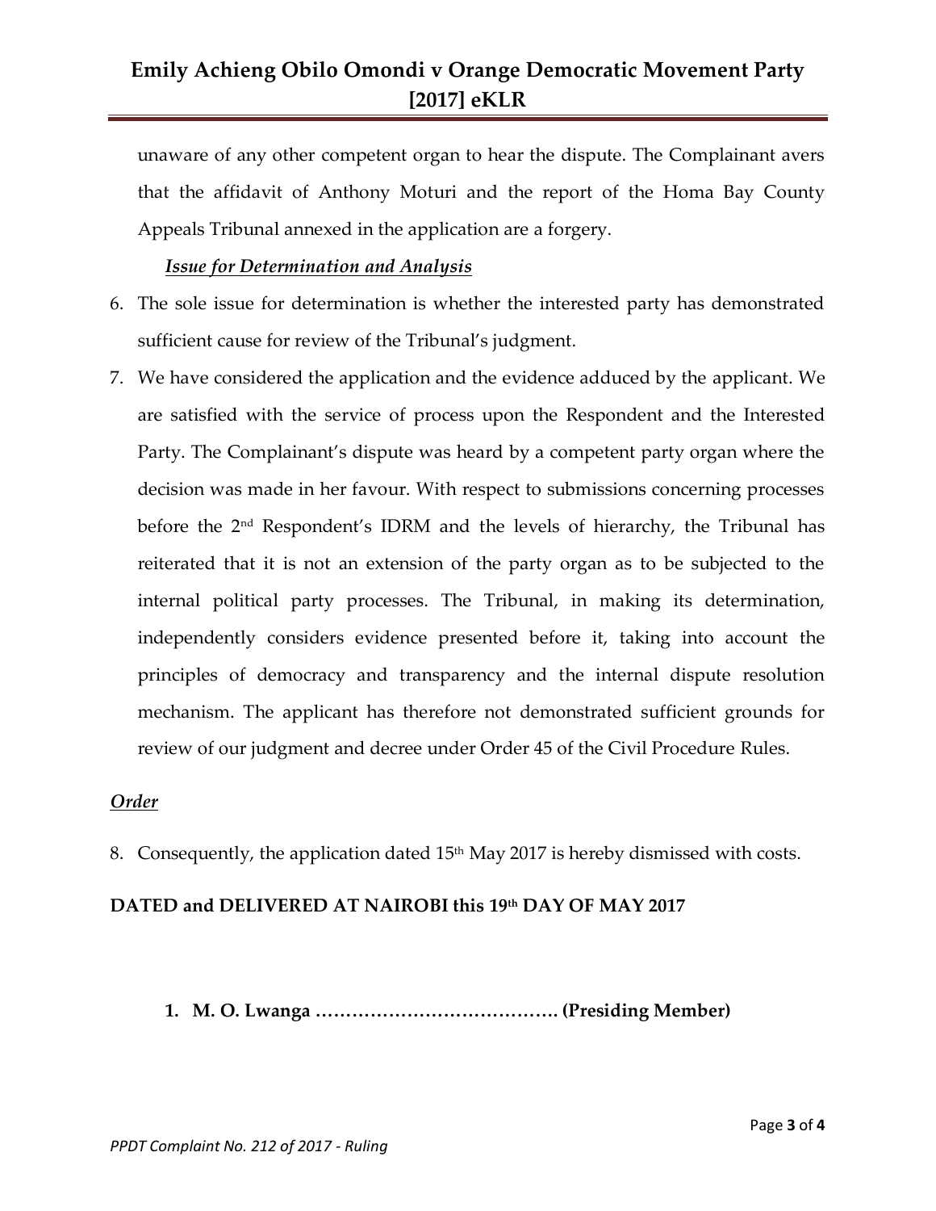unaware of any other competent organ to hear the dispute. The Complainant avers that the affidavit of Anthony Moturi and the report of the Homa Bay County Appeals Tribunal annexed in the application are a forgery.

***Issue for Determination and Analysis***

6. The sole issue for determination is whether the interested party has demonstrated sufficient cause for review of the Tribunal's judgment.

7. We have considered the application and the evidence adduced by the applicant. We are satisfied with the service of process upon the Respondent and the Interested Party. The Complainant's dispute was heard by a competent party organ where the decision was made in her favour. With respect to submissions concerning processes before the 2nd Respondent's IDRM and the levels of hierarchy, the Tribunal has reiterated that it is not an extension of the party organ as to be subjected to the internal political party processes. The Tribunal, in making its determination, independently considers evidence presented before it, taking into account the principles of democracy and transparency and the internal dispute resolution mechanism. The applicant has therefore not demonstrated sufficient grounds for review of our judgment and decree under Order 45 of the Civil Procedure Rules.

***Order***

8. Consequently, the application dated 15th May 2017 is hereby dismissed with costs.

**DATED and DELIVERED AT NAIROBI this 19th DAY OF MAY 2017**

1. **M. O. Lwanga …………………………………. (Presiding Member)**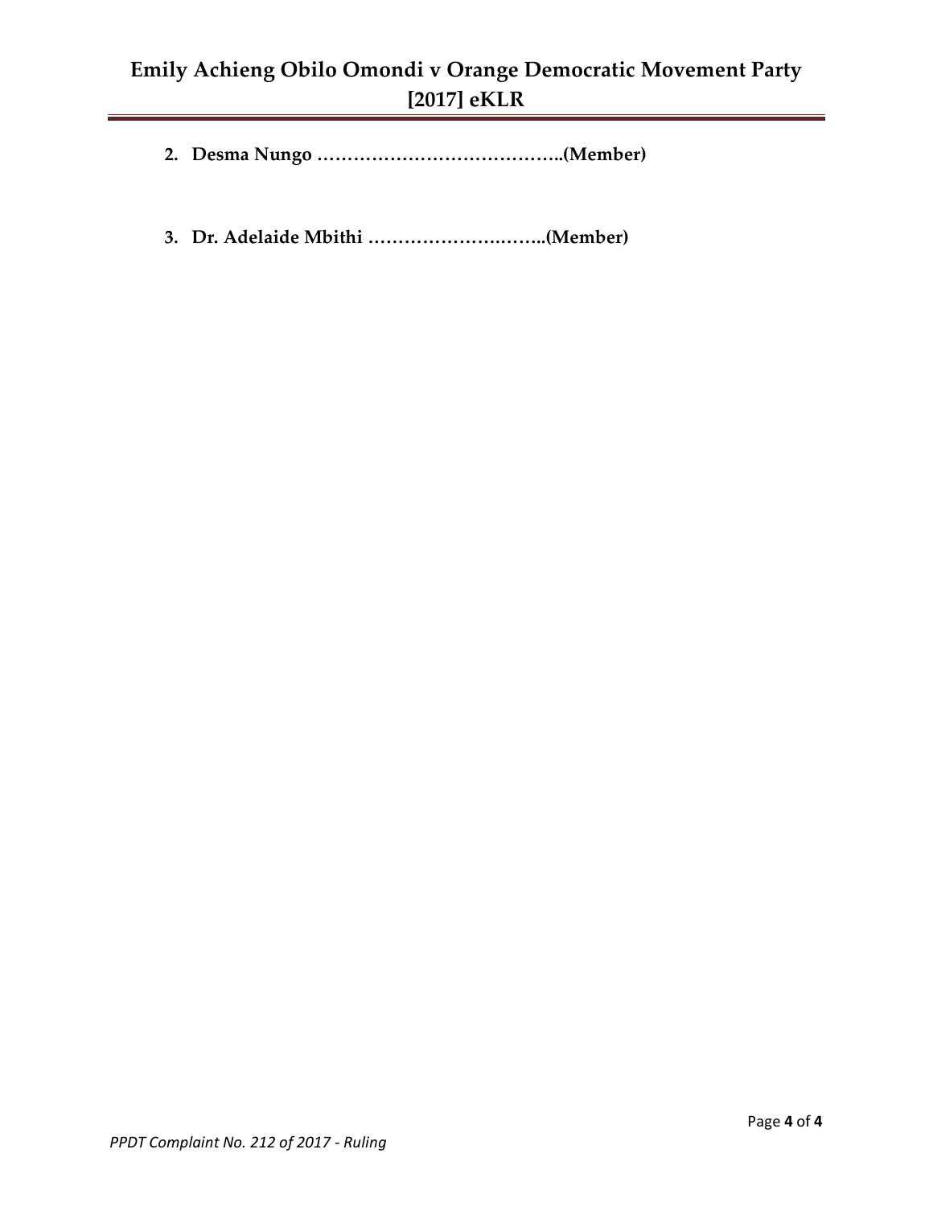2. **Desma Nungo …………………………………..(Member)**

3. **Dr. Adelaide Mbithi ……………………..……..(Member)**